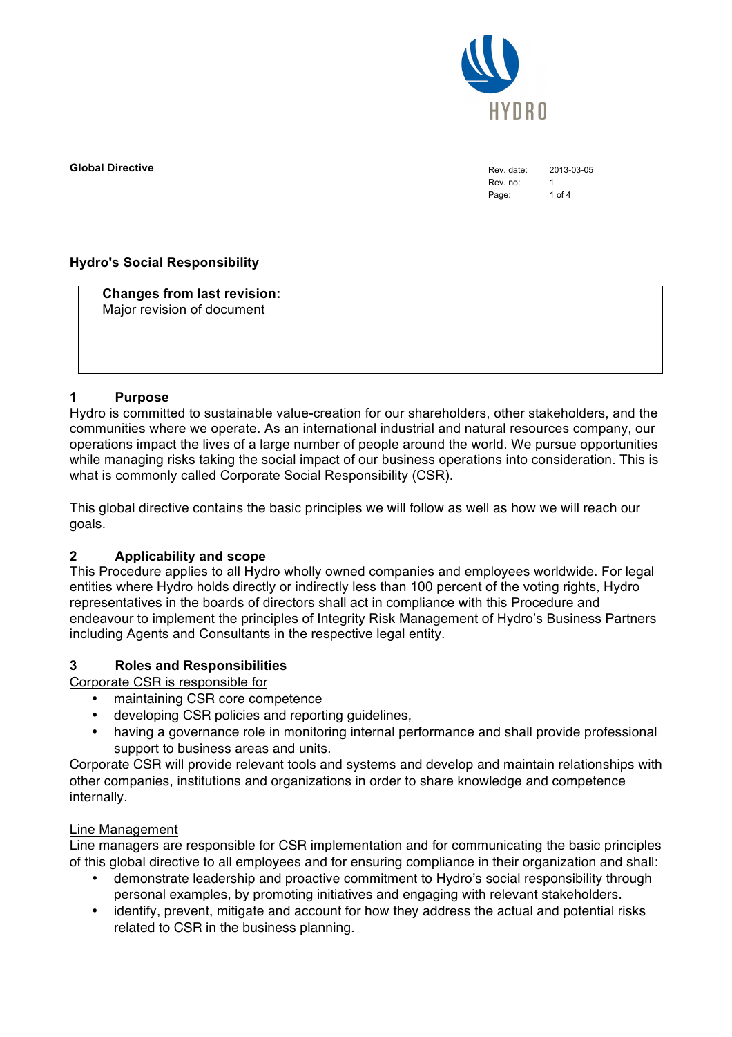**Global Directive**

| Rev. date: | 2013-03-05 |
|---|---|
| Rev. no: | 1 |

# Hydro's Social Responsibility

> **Changes from last revision:**
> Major revision of document

## 1 Purpose

Hydro is committed to sustainable value-creation for our shareholders, other stakeholders, and the communities where we operate. As an international industrial and natural resources company, our operations impact the lives of a large number of people around the world. We pursue opportunities while managing risks taking the social impact of our business operations into consideration. This is what is commonly called Corporate Social Responsibility (CSR).

This global directive contains the basic principles we will follow as well as how we will reach our goals.

## 2 Applicability and scope

This Procedure applies to all Hydro wholly owned companies and employees worldwide. For legal entities where Hydro holds directly or indirectly less than 100 percent of the voting rights, Hydro representatives in the boards of directors shall act in compliance with this Procedure and endeavour to implement the principles of Integrity Risk Management of Hydro's Business Partners including Agents and Consultants in the respective legal entity.

## 3 Roles and Responsibilities

Corporate CSR is responsible for

- maintaining CSR core competence
- developing CSR policies and reporting guidelines,
- having a governance role in monitoring internal performance and shall provide professional support to business areas and units.

Corporate CSR will provide relevant tools and systems and develop and maintain relationships with other companies, institutions and organizations in order to share knowledge and competence internally.

Line Management

Line managers are responsible for CSR implementation and for communicating the basic principles of this global directive to all employees and for ensuring compliance in their organization and shall:

- demonstrate leadership and proactive commitment to Hydro's social responsibility through personal examples, by promoting initiatives and engaging with relevant stakeholders.
- identify, prevent, mitigate and account for how they address the actual and potential risks related to CSR in the business planning.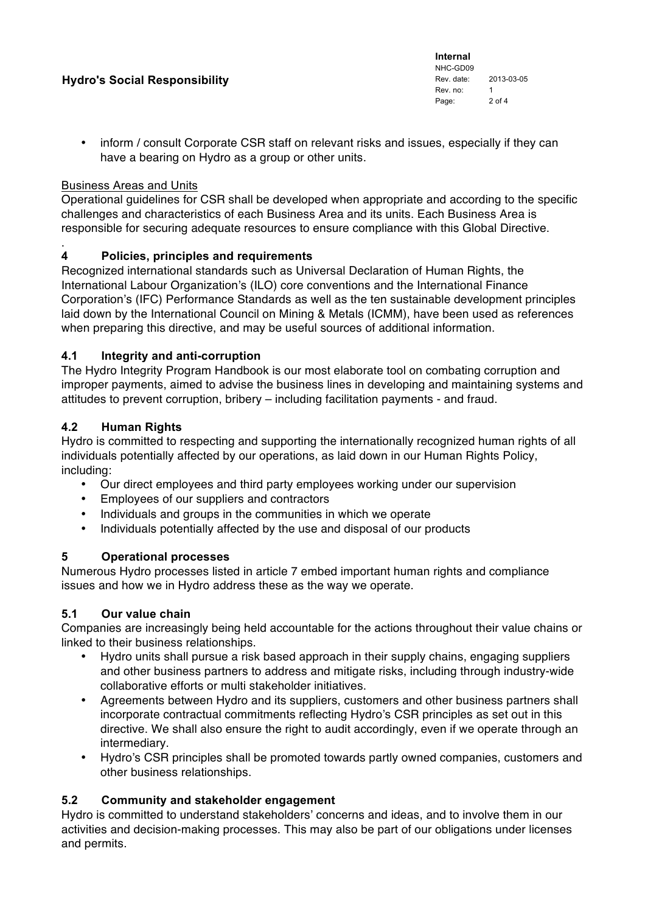- inform / consult Corporate CSR staff on relevant risks and issues, especially if they can have a bearing on Hydro as a group or other units.

Business Areas and Units

Operational guidelines for CSR shall be developed when appropriate and according to the specific challenges and characteristics of each Business Area and its units. Each Business Area is responsible for securing adequate resources to ensure compliance with this Global Directive.

.

## 4 Policies, principles and requirements

Recognized international standards such as Universal Declaration of Human Rights, the International Labour Organization's (ILO) core conventions and the International Finance Corporation's (IFC) Performance Standards as well as the ten sustainable development principles laid down by the International Council on Mining & Metals (ICMM), have been used as references when preparing this directive, and may be useful sources of additional information.

### 4.1 Integrity and anti-corruption

The Hydro Integrity Program Handbook is our most elaborate tool on combating corruption and improper payments, aimed to advise the business lines in developing and maintaining systems and attitudes to prevent corruption, bribery – including facilitation payments - and fraud.

### 4.2 Human Rights

Hydro is committed to respecting and supporting the internationally recognized human rights of all individuals potentially affected by our operations, as laid down in our Human Rights Policy, including:

- Our direct employees and third party employees working under our supervision
- Employees of our suppliers and contractors
- Individuals and groups in the communities in which we operate
- Individuals potentially affected by the use and disposal of our products

## 5 Operational processes

Numerous Hydro processes listed in article 7 embed important human rights and compliance issues and how we in Hydro address these as the way we operate.

### 5.1 Our value chain

Companies are increasingly being held accountable for the actions throughout their value chains or linked to their business relationships.

- Hydro units shall pursue a risk based approach in their supply chains, engaging suppliers and other business partners to address and mitigate risks, including through industry-wide collaborative efforts or multi stakeholder initiatives.
- Agreements between Hydro and its suppliers, customers and other business partners shall incorporate contractual commitments reflecting Hydro's CSR principles as set out in this directive. We shall also ensure the right to audit accordingly, even if we operate through an intermediary.
- Hydro's CSR principles shall be promoted towards partly owned companies, customers and other business relationships.

### 5.2 Community and stakeholder engagement

Hydro is committed to understand stakeholders' concerns and ideas, and to involve them in our activities and decision-making processes. This may also be part of our obligations under licenses and permits.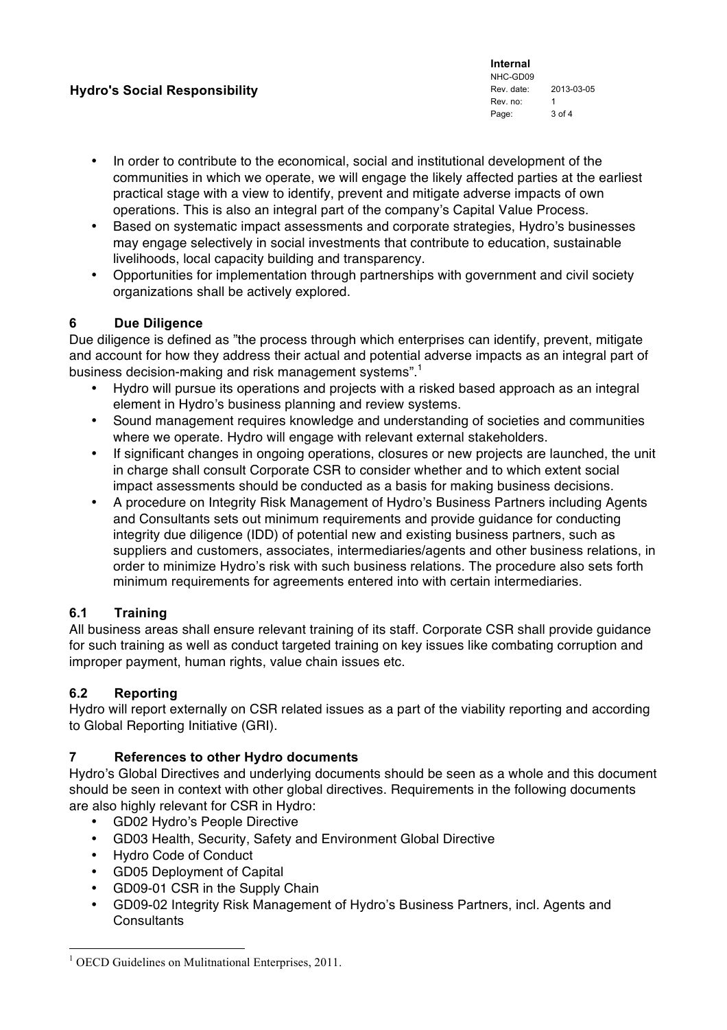- In order to contribute to the economical, social and institutional development of the communities in which we operate, we will engage the likely affected parties at the earliest practical stage with a view to identify, prevent and mitigate adverse impacts of own operations. This is also an integral part of the company's Capital Value Process.
- Based on systematic impact assessments and corporate strategies, Hydro's businesses may engage selectively in social investments that contribute to education, sustainable livelihoods, local capacity building and transparency.
- Opportunities for implementation through partnerships with government and civil society organizations shall be actively explored.

## 6 Due Diligence

Due diligence is defined as "the process through which enterprises can identify, prevent, mitigate and account for how they address their actual and potential adverse impacts as an integral part of business decision-making and risk management systems".[1]

- Hydro will pursue its operations and projects with a risked based approach as an integral element in Hydro's business planning and review systems.
- Sound management requires knowledge and understanding of societies and communities where we operate. Hydro will engage with relevant external stakeholders.
- If significant changes in ongoing operations, closures or new projects are launched, the unit in charge shall consult Corporate CSR to consider whether and to which extent social impact assessments should be conducted as a basis for making business decisions.
- A procedure on Integrity Risk Management of Hydro's Business Partners including Agents and Consultants sets out minimum requirements and provide guidance for conducting integrity due diligence (IDD) of potential new and existing business partners, such as suppliers and customers, associates, intermediaries/agents and other business relations, in order to minimize Hydro's risk with such business relations. The procedure also sets forth minimum requirements for agreements entered into with certain intermediaries.

### 6.1 Training

All business areas shall ensure relevant training of its staff. Corporate CSR shall provide guidance for such training as well as conduct targeted training on key issues like combating corruption and improper payment, human rights, value chain issues etc.

### 6.2 Reporting

Hydro will report externally on CSR related issues as a part of the viability reporting and according to Global Reporting Initiative (GRI).

## 7 References to other Hydro documents

Hydro's Global Directives and underlying documents should be seen as a whole and this document should be seen in context with other global directives. Requirements in the following documents are also highly relevant for CSR in Hydro:

- GD02 Hydro's People Directive
- GD03 Health, Security, Safety and Environment Global Directive
- Hydro Code of Conduct
- GD05 Deployment of Capital
- GD09-01 CSR in the Supply Chain
- GD09-02 Integrity Risk Management of Hydro's Business Partners, incl. Agents and Consultants

---

[1] OECD Guidelines on Mulitnational Enterprises, 2011.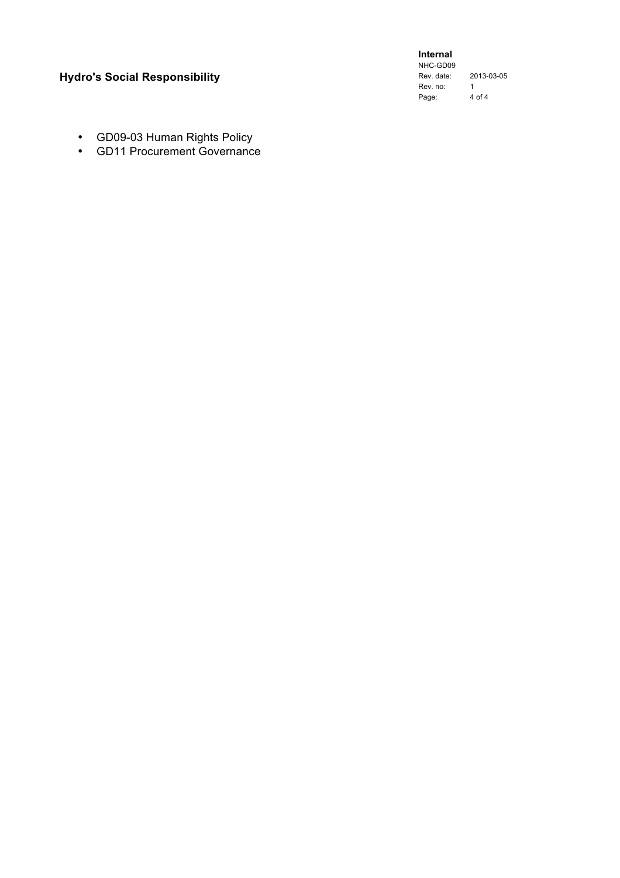- GD09-03 Human Rights Policy
- GD11 Procurement Governance